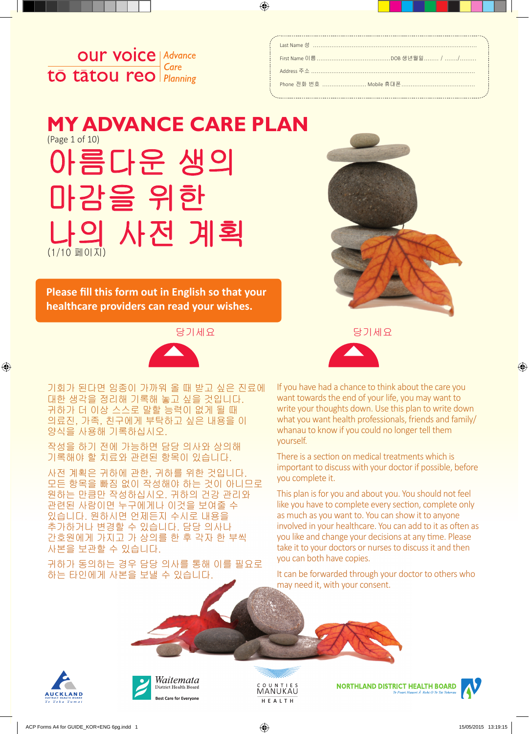our voice | Advance Care Planning
tō tātou reo

Last Name 성 ..........................................................................................

First Name 이름 ........................................DOB 생년월일........ / ......./.........

Address 주소 ..........................................................................................

Phone 전화 번호 ........................ Mobile 휴대폰........................................

# MY ADVANCE CARE PLAN

(Page 1 of 10)

# 아름다운 생의 마감을 위한 나의 사전 계획

(1/10 페이지)

**Please fill this form out in English so that your healthcare providers can read your wishes.**

당기세요

당기세요

기회가 된다면 임종이 가까워 올 때 받고 싶은 진료에 대한 생각을 정리해 기록해 놓고 싶을 것입니다. 귀하가 더 이상 스스로 말할 능력이 없게 될 때 의료진, 가족, 친구에게 부탁하고 싶은 내용을 이 양식을 사용해 기록하십시오.

작성을 하기 전에 가능하면 담당 의사와 상의해 기록해야 할 치료와 관련된 항목이 있습니다.

사전 계획은 귀하에 관한, 귀하를 위한 것입니다. 모든 항목을 빠짐 없이 작성해야 하는 것이 아니므로 원하는 만큼만 작성하십시오. 귀하의 건강 관리와 관련된 사람이면 누구에게나 이것을 보여줄 수 있습니다. 원하시면 언제든지 수시로 내용을 추가하거나 변경할 수 있습니다. 담당 의사나 간호원에게 가지고 가 상의를 한 후 각자 한 부씩 사본을 보관할 수 있습니다.

귀하가 동의하는 경우 담당 의사를 통해 이를 필요로 하는 타인에게 사본을 보낼 수 있습니다.

If you have had a chance to think about the care you want towards the end of your life, you may want to write your thoughts down. Use this plan to write down what you want health professionals, friends and family/whanau to know if you could no longer tell them yourself.

There is a section on medical treatments which is important to discuss with your doctor if possible, before you complete it.

This plan is for you and about you. You should not feel like you have to complete every section, complete only as much as you want to. You can show it to anyone involved in your healthcare. You can add to it as often as you like and change your decisions at any time. Please take it to your doctors or nurses to discuss it and then you can both have copies.

It can be forwarded through your doctor to others who may need it, with your consent.

AUCKLAND DISTRICT HEALTH BOARD — Te Toka Tumai | Waitemata District Health Board — Best Care for Everyone | COUNTIES MANUKAU HEALTH | NORTHLAND DISTRICT HEALTH BOARD — Te Poari Hauora Ā Rohe O Te Tai Tokerau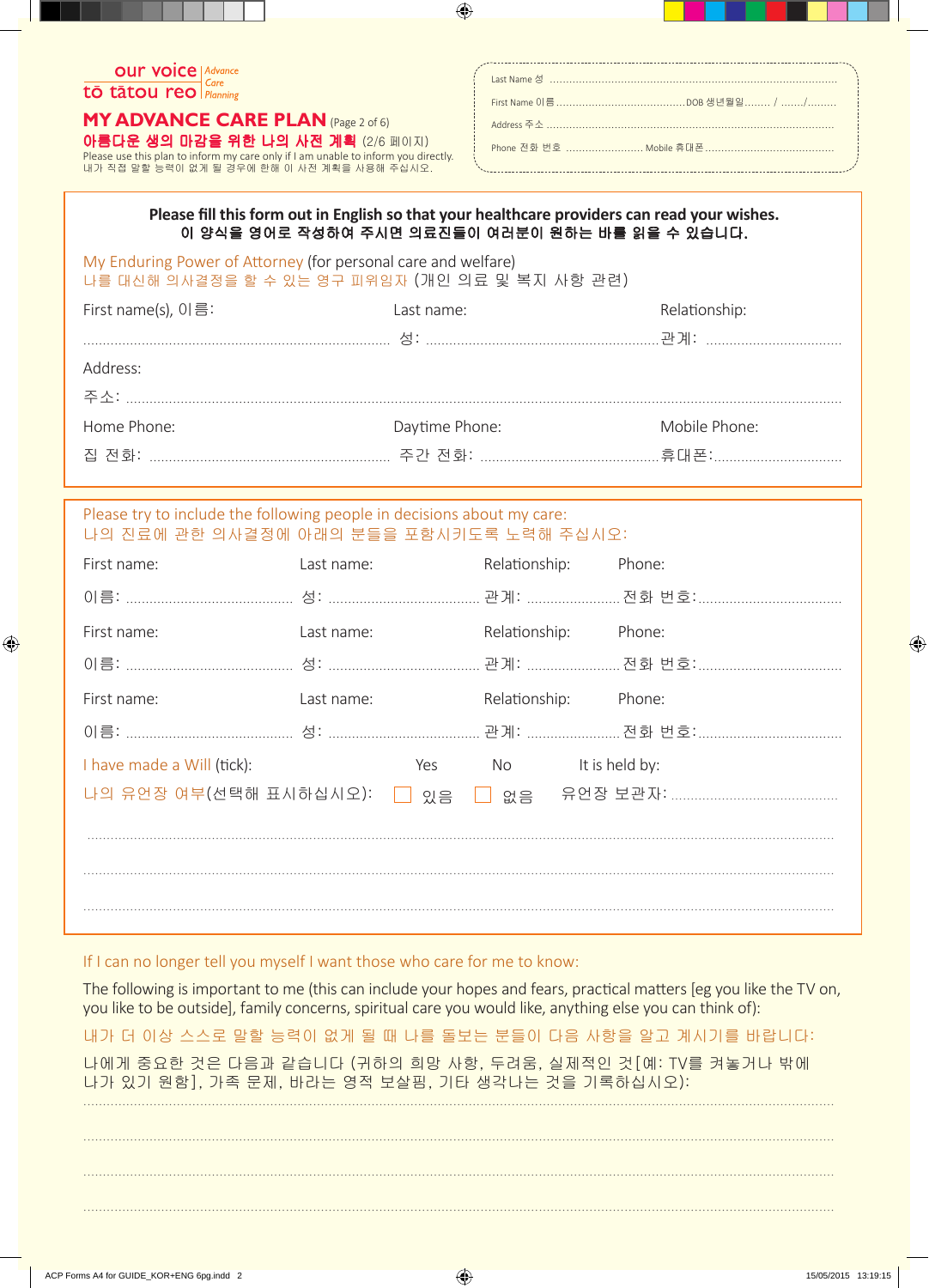our voice | Advance Care Planning
tō tātou reo

# MY ADVANCE CARE PLAN (Page 2 of 6)

## 아름다운 생의 마감을 위한 나의 사전 계획 (2/6 페이지)

Please use this plan to inform my care only if I am unable to inform you directly.
내가 직접 말할 능력이 없게 될 경우에 한해 이 사전 계획을 사용해 주십시오.

Last Name 성 ..........................................................................

First Name 이름 ........................................ DOB 생년월일 ........ / ......./.........

Address 주소 ..........................................................................

Phone 전화 번호 ........................ Mobile 휴대폰 ........................................

---

**Please fill this form out in English so that your healthcare providers can read your wishes.**
**이 양식을 영어로 작성하여 주시면 의료진들이 여러분이 원하는 바를 읽을 수 있습니다.**

My Enduring Power of Attorney (for personal care and welfare)
나를 대신해 의사결정을 할 수 있는 영구 피위임자 (개인 의료 및 복지 사항 관련)

First name(s), 이름: .................................................. Last name: 성: .................................................. Relationship: 관계: ..................................

Address:
주소: ..............................................................................................................

Home Phone: 집 전화: .................................................. Daytime Phone: 주간 전화: .................................................. Mobile Phone: 휴대폰: ..................................

---

Please try to include the following people in decisions about my care:
나의 진료에 관한 의사결정에 아래의 분들을 포함시키도록 노력해 주십시오:

| First name: | Last name: | Relationship: | Phone: |
|---|---|---|---|
| 이름: .................................... | 성: .................................... | 관계: ...................... | 전화 번호: .................................... |
| 이름: .................................... | 성: .................................... | 관계: ...................... | 전화 번호: .................................... |
| 이름: .................................... | 성: .................................... | 관계: ...................... | 전화 번호: .................................... |

I have made a Will (tick): Yes No It is held by:
나의 유언장 여부(선택해 표시하십시오): ☐ 있음 ☐ 없음 유언장 보관자: ..........................................

.....................................................................................................................................

.....................................................................................................................................

.....................................................................................................................................

---

If I can no longer tell you myself I want those who care for me to know:

The following is important to me (this can include your hopes and fears, practical matters [eg you like the TV on, you like to be outside], family concerns, spiritual care you would like, anything else you can think of):

내가 더 이상 스스로 말할 능력이 없게 될 때 나를 돌보는 분들이 다음 사항을 알고 계시기를 바랍니다:

나에게 중요한 것은 다음과 같습니다 (귀하의 희망 사항, 두려움, 실제적인 것[예: TV를 켜놓거나 밖에 나가 있기 원함], 가족 문제, 바라는 영적 보살핌, 기타 생각나는 것을 기록하십시오):

.....................................................................................................................................

.....................................................................................................................................

.....................................................................................................................................

.....................................................................................................................................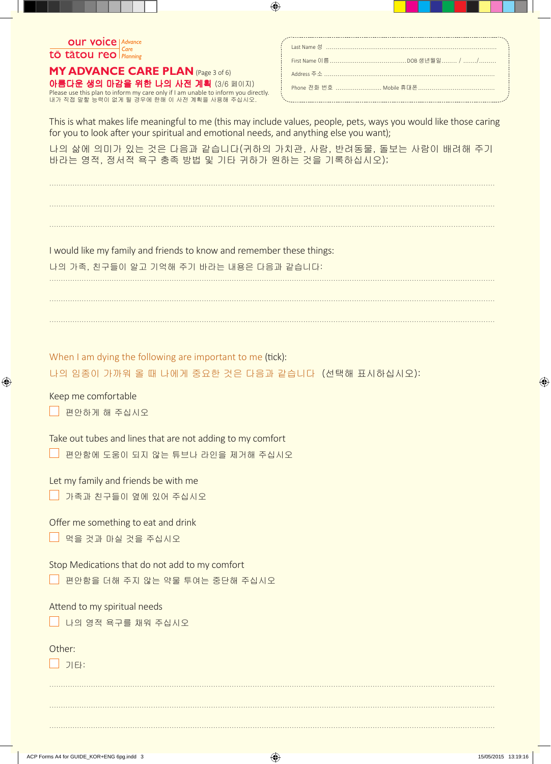our voice | Advance Care Planning
tō tātou reo

# MY ADVANCE CARE PLAN (Page 3 of 6)

## 아름다운 생의 마감을 위한 나의 사전 계획 (3/6 페이지)

Please use this plan to inform my care only if I am unable to inform you directly.
내가 직접 말할 능력이 없게 될 경우에 한해 이 사전 계획을 사용해 주십시오.

Last Name 성 ..............................................................................................

First Name 이름 ........................................DOB 생년월일........ / ......./.........

Address 주소 ..............................................................................................

Phone 전화 번호 ........................ Mobile 휴대폰........................................

This is what makes life meaningful to me (this may include values, people, pets, ways you would like those caring for you to look after your spiritual and emotional needs, and anything else you want);

나의 삶에 의미가 있는 것은 다음과 같습니다(귀하의 가치관, 사람, 반려동물, 돌보는 사람이 배려해 주기 바라는 영적, 정서적 욕구 충족 방법 및 기타 귀하가 원하는 것을 기록하십시오);

..............................................................................................................................................

..............................................................................................................................................

..............................................................................................................................................

I would like my family and friends to know and remember these things:

나의 가족, 친구들이 알고 기억해 주기 바라는 내용은 다음과 같습니다:

..............................................................................................................................................

..............................................................................................................................................

..............................................................................................................................................

When I am dying the following are important to me (tick):

나의 임종이 가까워 올 때 나에게 중요한 것은 다음과 같습니다 (선택해 표시하십시오):

Keep me comfortable
- ☐ 편안하게 해 주십시오

Take out tubes and lines that are not adding to my comfort
- ☐ 편안함에 도움이 되지 않는 튜브나 라인을 제거해 주십시오

Let my family and friends be with me
- ☐ 가족과 친구들이 옆에 있어 주십시오

Offer me something to eat and drink
- ☐ 먹을 것과 마실 것을 주십시오

Stop Medications that do not add to my comfort
- ☐ 편안함을 더해 주지 않는 약물 투여는 중단해 주십시오

Attend to my spiritual needs
- ☐ 나의 영적 욕구를 채워 주십시오

Other:
- ☐ 기타:

..............................................................................................................................................

..............................................................................................................................................

..............................................................................................................................................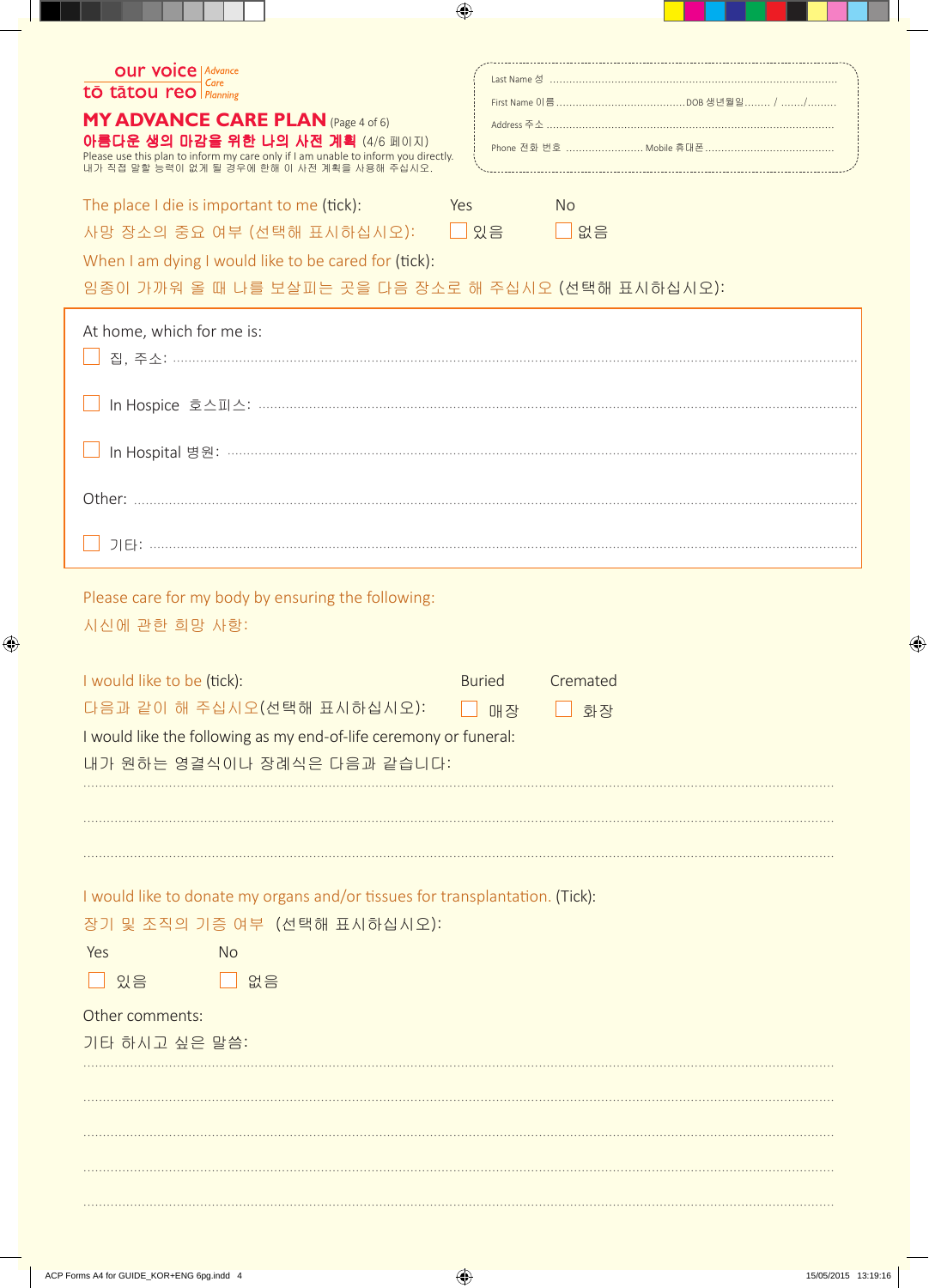our voice | Advance Care Planning
tō tātou reo

# MY ADVANCE CARE PLAN (Page 4 of 6)

## 아름다운 생의 마감을 위한 나의 사전 계획 (4/6 페이지)

Please use this plan to inform my care only if I am unable to inform you directly.
내가 직접 말할 능력이 없게 될 경우에 한해 이 사전 계획를 사용해 주십시오.

Last Name 성 .......................................................................................
First Name 이름 ....................................... DOB 생년월일........ / ......./.........
Address 주소 .......................................................................................
Phone 전화 번호 ........................ Mobile 휴대폰 ........................................

The place I die is important to me (tick):
사망 장소의 중요 여부 (선택해 표시하십시오):
Yes ☐ 있음   No ☐ 없음

When I am dying I would like to be cared for (tick):
임종이 가까워 올 때 나를 보살피는 곳을 다음 장소로 해 주십시오 (선택해 표시하십시오):

At home, which for me is:
☐ 집, 주소: ..............................................................................

☐ In Hospice 호스피스: ..............................................................................

☐ In Hospital 병원: ..............................................................................

Other: ..............................................................................

☐ 기타: ..............................................................................

Please care for my body by ensuring the following:
시신에 관한 희망 사항:

I would like to be (tick):
다음과 같이 해 주십시오(선택해 표시하십시오):
Buried ☐ 매장   Cremated ☐ 화장

I would like the following as my end-of-life ceremony or funeral:
내가 원하는 영결식이나 장례식은 다음과 같습니다:
..............................................................................
..............................................................................
..............................................................................

I would like to donate my organs and/or tissues for transplantation. (Tick):
장기 및 조직의 기증 여부 (선택해 표시하십시오):
Yes ☐ 있음   No ☐ 없음

Other comments:
기타 하시고 싶은 말씀:
..............................................................................
..............................................................................
..............................................................................
..............................................................................
..............................................................................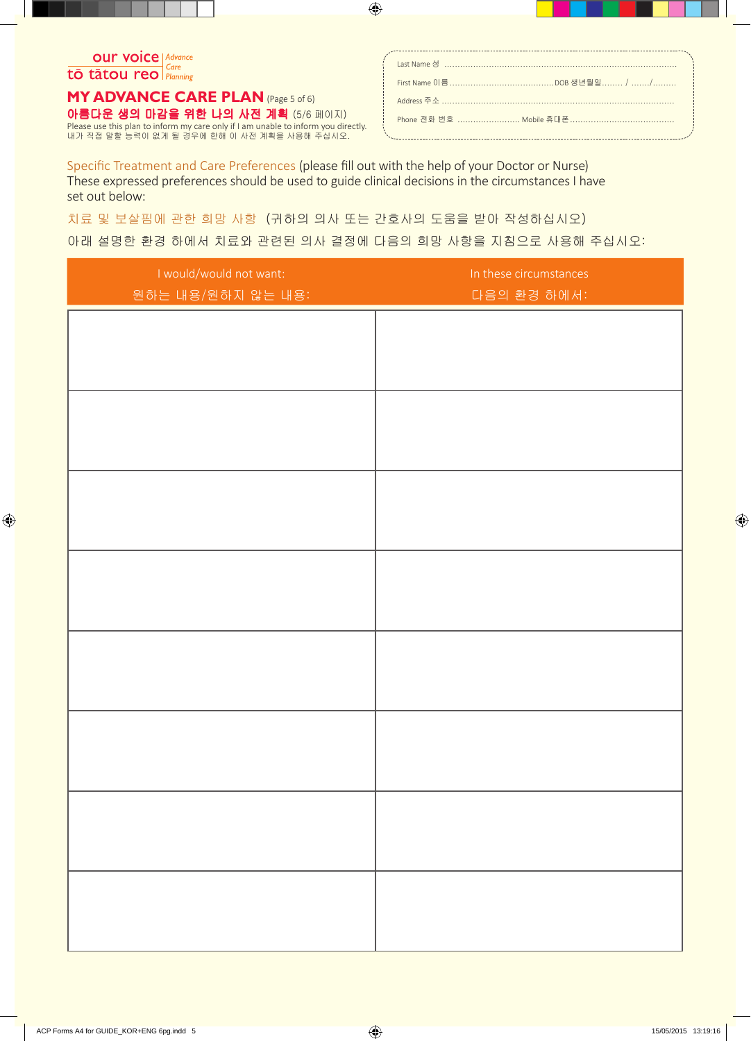our voice | Advance Care Planning
tō tātou reo

# MY ADVANCE CARE PLAN (Page 5 of 6)

## 아름다운 생의 마감을 위한 나의 사전 계획 (5/6 페이지)

Please use this plan to inform my care only if I am unable to inform you directly.
내가 직접 말할 능력이 없게 될 경우에 한해 이 사전 계획을 사용해 주십시오.

Last Name 성 ........................................................................................

First Name 이름 .......................................... DOB 생년월일........ / ......./.........

Address 주소 ........................................................................................

Phone 전화 번호 ........................ Mobile 휴대폰........................................

Specific Treatment and Care Preferences (please fill out with the help of your Doctor or Nurse)
These expressed preferences should be used to guide clinical decisions in the circumstances I have set out below:

치료 및 보살핌에 관한 희망 사항 (귀하의 의사 또는 간호사의 도움을 받아 작성하십시오)
아래 설명한 환경 하에서 치료와 관련된 의사 결정에 다음의 희망 사항을 지침으로 사용해 주십시오:

| I would/would not want:<br>원하는 내용/원하지 않는 내용: | In these circumstances<br>다음의 환경 하에서: |
|---|---|
| | |
| | |
| | |
| | |
| | |
| | |
| | |
| | |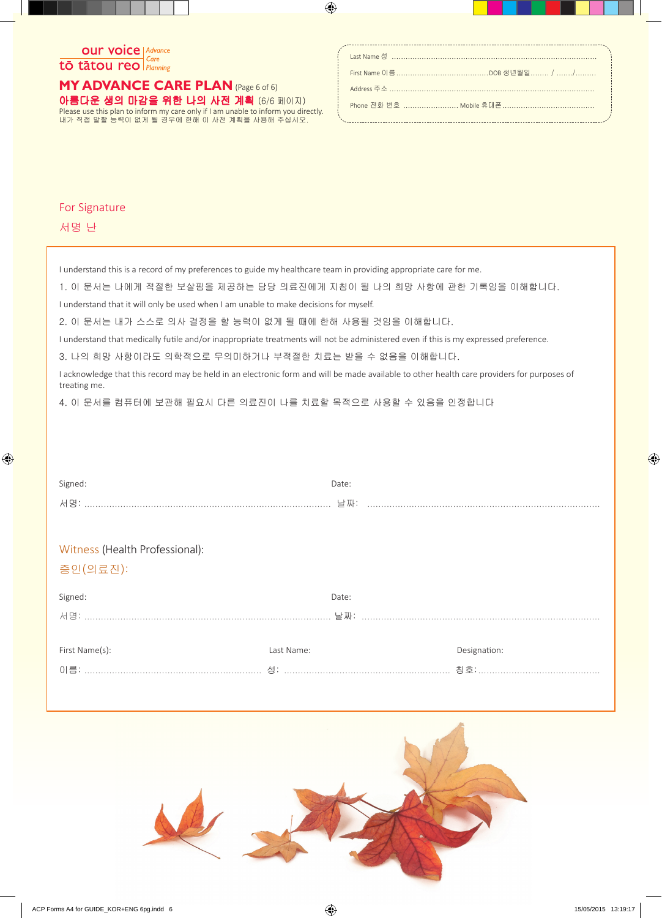our voice | Advance Care Planning
tō tātou reo

# MY ADVANCE CARE PLAN (Page 6 of 6)

## 아름다운 생의 마감을 위한 나의 사전 계획 (6/6 페이지)

Please use this plan to inform my care only if I am unable to inform you directly.
내가 직접 말할 능력이 없게 될 경우에 한해 이 사전 계획을 사용해 주십시오.

Last Name 성 ........................................................................................

First Name 이름 ........................................ DOB 생년월일........ / ......./.........

Address 주소 ........................................................................................

Phone 전화 번호 ........................ Mobile 휴대폰........................................

## For Signature
## 서명 난

I understand this is a record of my preferences to guide my healthcare team in providing appropriate care for me.

1. 이 문서는 나에게 적절한 보살핌을 제공하는 담당 의료진에게 지침이 될 나의 희망 사항에 관한 기록임을 이해합니다.

I understand that it will only be used when I am unable to make decisions for myself.

2. 이 문서는 내가 스스로 의사 결정을 할 능력이 없게 될 때에 한해 사용될 것임을 이해합니다.

I understand that medically futile and/or inappropriate treatments will not be administered even if this is my expressed preference.

3. 나의 희망 사항이라도 의학적으로 무의미하거나 부적절한 치료는 받을 수 없음을 이해합니다.

I acknowledge that this record may be held in an electronic form and will be made available to other health care providers for purposes of treating me.

4. 이 문서를 컴퓨터에 보관해 필요시 다른 의료진이 나를 치료할 목적으로 사용할 수 있음을 인정합니다

Signed:
서명: ........................................................................................

Date:
날짜: ........................................................................................

### Witness (Health Professional):
### 증인(의료진):

Signed:
서명: ........................................................................................

Date:
날짜: ........................................................................................

First Name(s):
이름: ..............................................................

Last Name:
성: ..............................................................

Designation:
칭호: ............................................